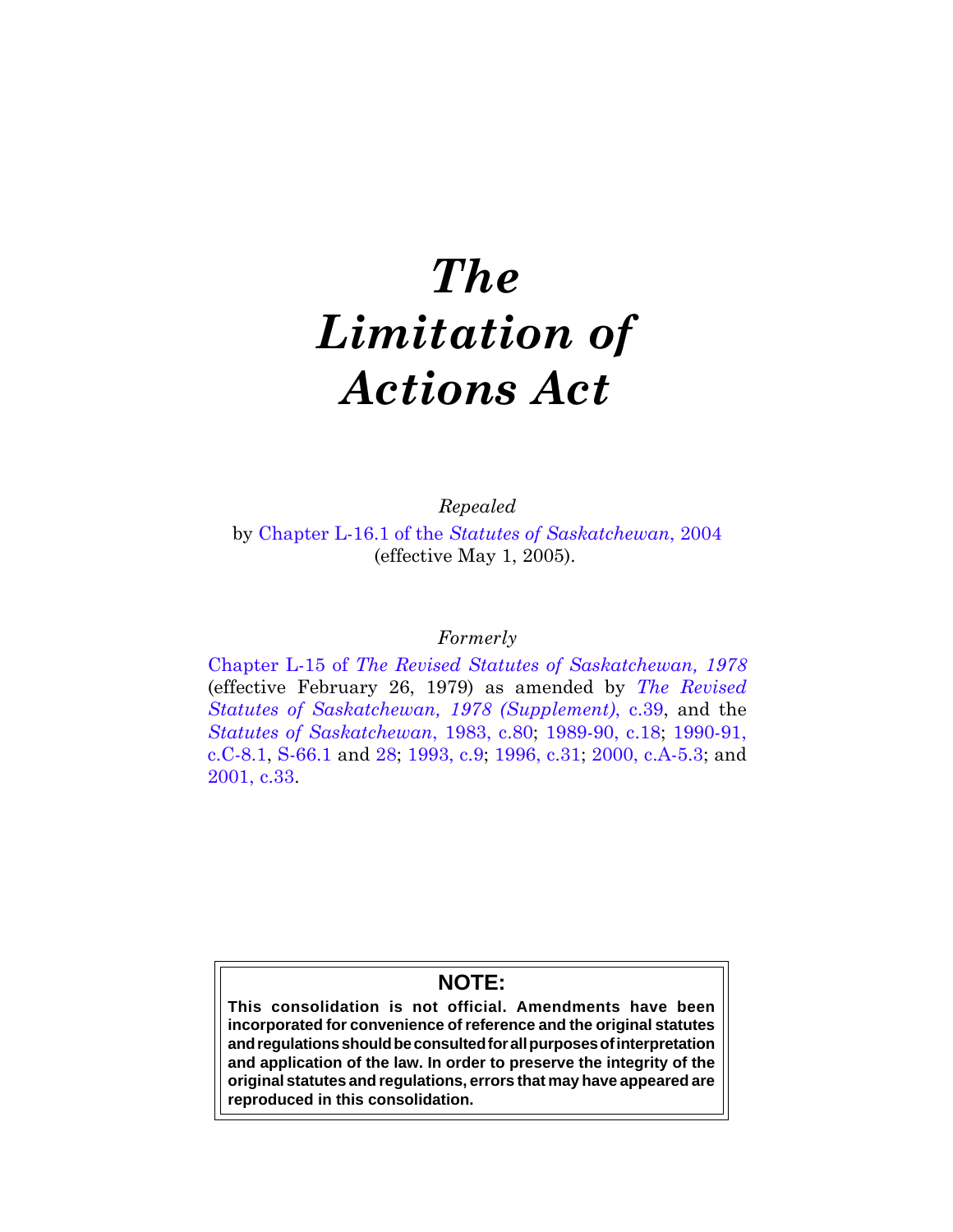# *The Limitation of Actions Act*

*Repealed*

by Chapter L-16.1 of the *Statutes of Saskatchewan*, 2004 (effective May 1, 2005).

*Formerly*

Chapter L-15 of *The Revised Statutes of Saskatchewan, 1978* (effective February 26, 1979) as amended by *The Revised Statutes of Saskatchewan, 1978 (Supplement)*, c.39, and the *Statutes of Saskatchewan*, 1983, c.80; 1989-90, c.18; 1990-91, c.C-8.1, S-66.1 and 28; 1993, c.9; 1996, c.31; 2000, c.A-5.3; and 2001, c.33.

**NOTE:**

**This consolidation is not official. Amendments have been incorporated for convenience of reference and the original statutes and regulations should be consulted for all purposes of interpretation and application of the law. In order to preserve the integrity of the original statutes and regulations, errors that may have appeared are reproduced in this consolidation.**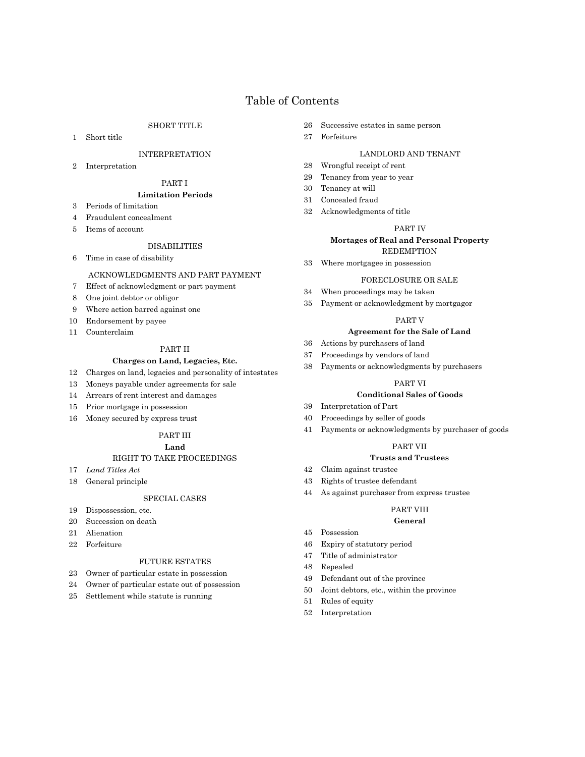# Table of Contents

SHORT TITLE

1 Short title

INTERPRETATION

2 Interpretation

PART I

**Limitation Periods**

3 Periods of limitation

4 Fraudulent concealment

5 Items of account

DISABILITIES

6 Time in case of disability

ACKNOWLEDGMENTS AND PART PAYMENT

7 Effect of acknowledgment or part payment

8 One joint debtor or obligor

9 Where action barred against one

10 Endorsement by payee

11 Counterclaim

PART II

**Charges on Land, Legacies, Etc.**

12 Charges on land, legacies and personality of intestates

13 Moneys payable under agreements for sale

14 Arrears of rent interest and damages

15 Prior mortgage in possession

16 Money secured by express trust

PART III

**Land**

RIGHT TO TAKE PROCEEDINGS

17 *Land Titles Act*

18 General principle

SPECIAL CASES

19 Dispossession, etc.

20 Succession on death

21 Alienation

22 Forfeiture

FUTURE ESTATES

23 Owner of particular estate in possession

24 Owner of particular estate out of possession

25 Settlement while statute is running

26 Successive estates in same person

27 Forfeiture

LANDLORD AND TENANT

28 Wrongful receipt of rent

29 Tenancy from year to year

30 Tenancy at will

31 Concealed fraud

32 Acknowledgments of title

PART IV

**Mortages of Real and Personal Property**

REDEMPTION

33 Where mortgagee in possession

FORECLOSURE OR SALE

34 When proceedings may be taken

35 Payment or acknowledgment by mortgagor

PART V

**Agreement for the Sale of Land**

36 Actions by purchasers of land

37 Proceedings by vendors of land

38 Payments or acknowledgments by purchasers

PART VI

**Conditional Sales of Goods**

39 Interpretation of Part

40 Proceedings by seller of goods

41 Payments or acknowledgments by purchaser of goods

PART VII

**Trusts and Trustees**

42 Claim against trustee

43 Rights of trustee defendant

44 As against purchaser from express trustee

PART VIII

**General**

45 Possession

46 Expiry of statutory period

47 Title of administrator

48 Repealed

49 Defendant out of the province

50 Joint debtors, etc., within the province

51 Rules of equity

52 Interpretation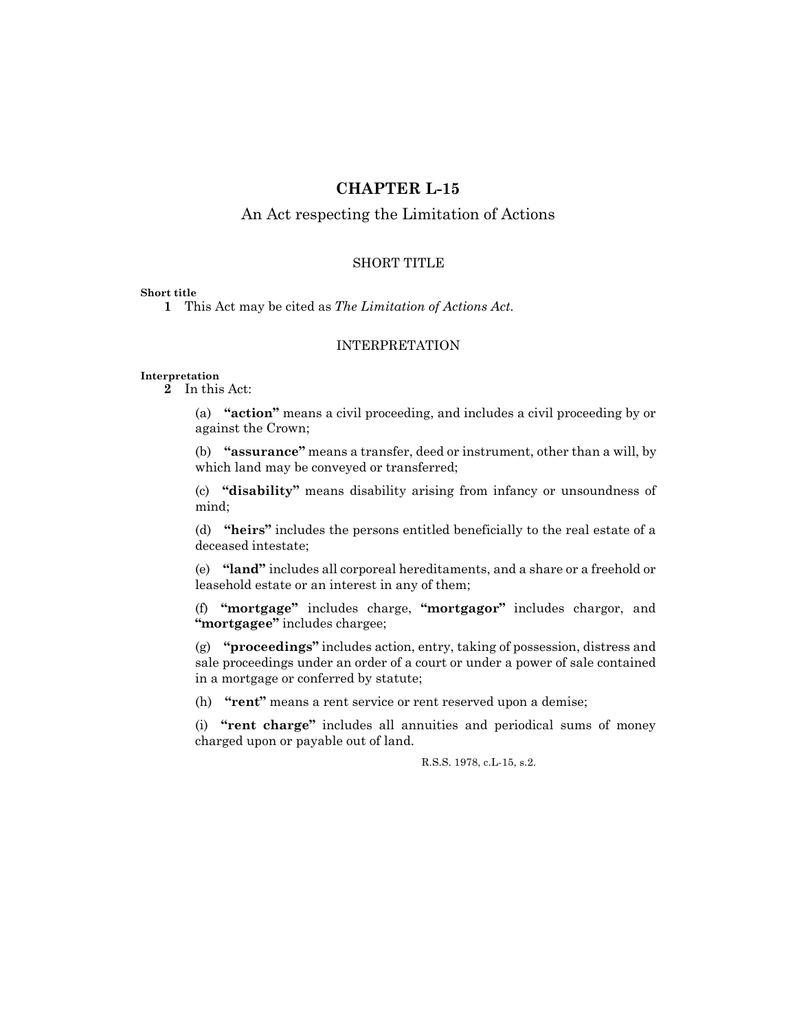# CHAPTER L-15

An Act respecting the Limitation of Actions

## SHORT TITLE

**Short title**

**1** This Act may be cited as *The Limitation of Actions Act*.

## INTERPRETATION

**Interpretation**

**2** In this Act:

(a) **"action"** means a civil proceeding, and includes a civil proceeding by or against the Crown;

(b) **"assurance"** means a transfer, deed or instrument, other than a will, by which land may be conveyed or transferred;

(c) **"disability"** means disability arising from infancy or unsoundness of mind;

(d) **"heirs"** includes the persons entitled beneficially to the real estate of a deceased intestate;

(e) **"land"** includes all corporeal hereditaments, and a share or a freehold or leasehold estate or an interest in any of them;

(f) **"mortgage"** includes charge, **"mortgagor"** includes chargor, and **"mortgagee"** includes chargee;

(g) **"proceedings"** includes action, entry, taking of possession, distress and sale proceedings under an order of a court or under a power of sale contained in a mortgage or conferred by statute;

(h) **"rent"** means a rent service or rent reserved upon a demise;

(i) **"rent charge"** includes all annuities and periodical sums of money charged upon or payable out of land.

R.S.S. 1978, c.L-15, s.2.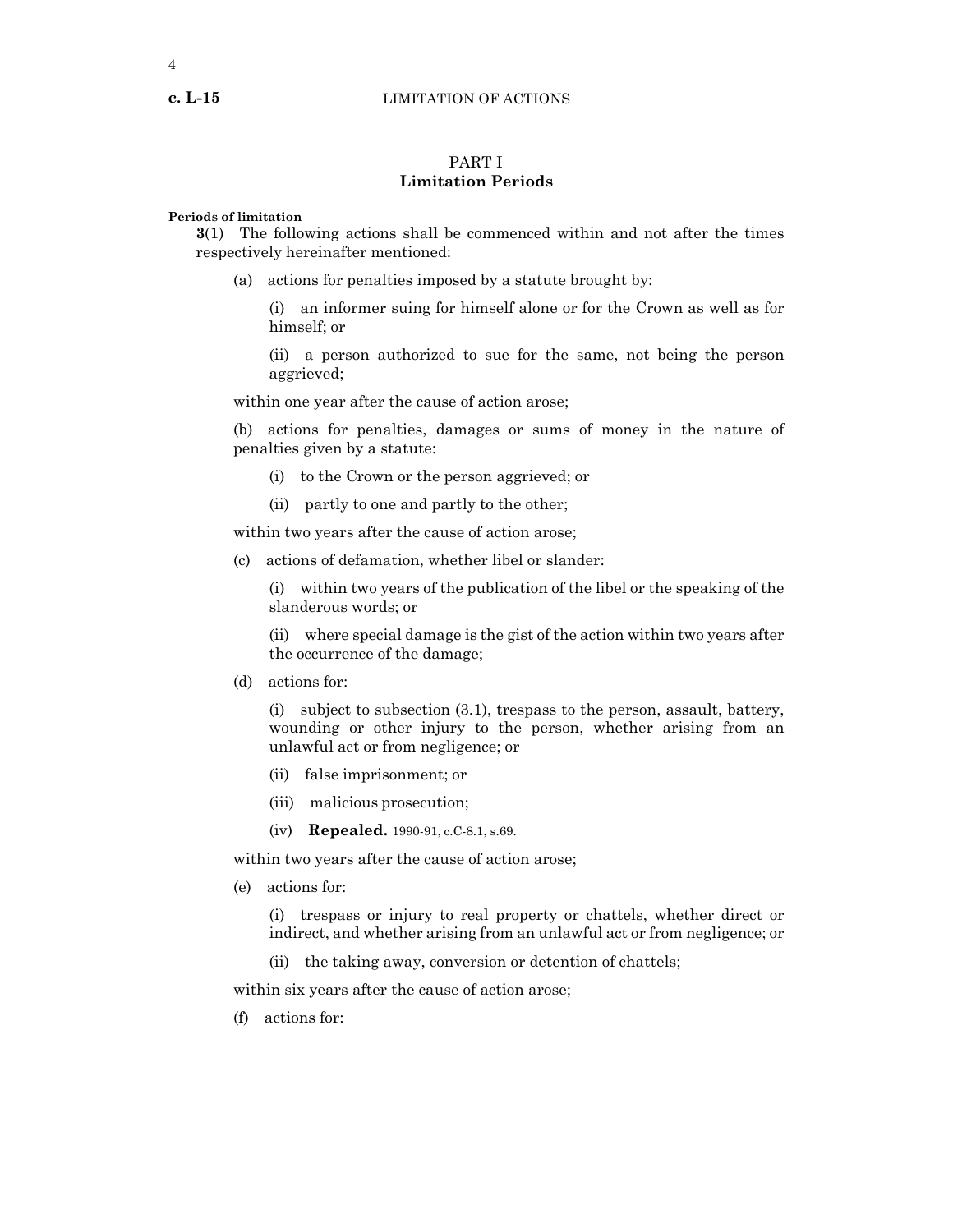## PART I
## Limitation Periods

**Periods of limitation**

**3**(1) The following actions shall be commenced within and not after the times respectively hereinafter mentioned:

(a) actions for penalties imposed by a statute brought by:

(i) an informer suing for himself alone or for the Crown as well as for himself; or

(ii) a person authorized to sue for the same, not being the person aggrieved;

within one year after the cause of action arose;

(b) actions for penalties, damages or sums of money in the nature of penalties given by a statute:

(i) to the Crown or the person aggrieved; or

(ii) partly to one and partly to the other;

within two years after the cause of action arose;

(c) actions of defamation, whether libel or slander:

(i) within two years of the publication of the libel or the speaking of the slanderous words; or

(ii) where special damage is the gist of the action within two years after the occurrence of the damage;

(d) actions for:

(i) subject to subsection (3.1), trespass to the person, assault, battery, wounding or other injury to the person, whether arising from an unlawful act or from negligence; or

(ii) false imprisonment; or

(iii) malicious prosecution;

(iv) **Repealed.** 1990-91, c.C-8.1, s.69.

within two years after the cause of action arose;

(e) actions for:

(i) trespass or injury to real property or chattels, whether direct or indirect, and whether arising from an unlawful act or from negligence; or

(ii) the taking away, conversion or detention of chattels;

within six years after the cause of action arose;

(f) actions for: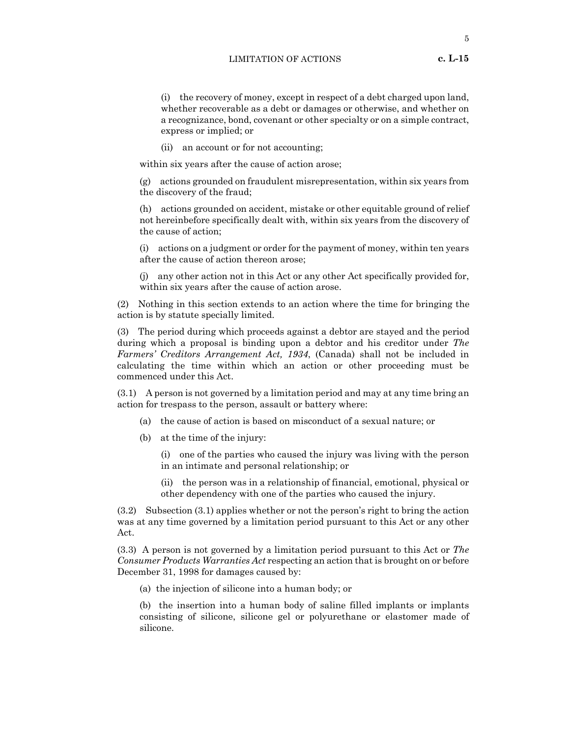(i) the recovery of money, except in respect of a debt charged upon land, whether recoverable as a debt or damages or otherwise, and whether on a recognizance, bond, covenant or other specialty or on a simple contract, express or implied; or

(ii) an account or for not accounting;

within six years after the cause of action arose;

(g) actions grounded on fraudulent misrepresentation, within six years from the discovery of the fraud;

(h) actions grounded on accident, mistake or other equitable ground of relief not hereinbefore specifically dealt with, within six years from the discovery of the cause of action;

(i) actions on a judgment or order for the payment of money, within ten years after the cause of action thereon arose;

(j) any other action not in this Act or any other Act specifically provided for, within six years after the cause of action arose.

(2) Nothing in this section extends to an action where the time for bringing the action is by statute specially limited.

(3) The period during which proceeds against a debtor are stayed and the period during which a proposal is binding upon a debtor and his creditor under *The Farmers' Creditors Arrangement Act, 1934,* (Canada) shall not be included in calculating the time within which an action or other proceeding must be commenced under this Act.

(3.1) A person is not governed by a limitation period and may at any time bring an action for trespass to the person, assault or battery where:

(a) the cause of action is based on misconduct of a sexual nature; or

(b) at the time of the injury:

(i) one of the parties who caused the injury was living with the person in an intimate and personal relationship; or

(ii) the person was in a relationship of financial, emotional, physical or other dependency with one of the parties who caused the injury.

(3.2) Subsection (3.1) applies whether or not the person's right to bring the action was at any time governed by a limitation period pursuant to this Act or any other Act.

(3.3) A person is not governed by a limitation period pursuant to this Act or *The Consumer Products Warranties Act* respecting an action that is brought on or before December 31, 1998 for damages caused by:

(a) the injection of silicone into a human body; or

(b) the insertion into a human body of saline filled implants or implants consisting of silicone, silicone gel or polyurethane or elastomer made of silicone.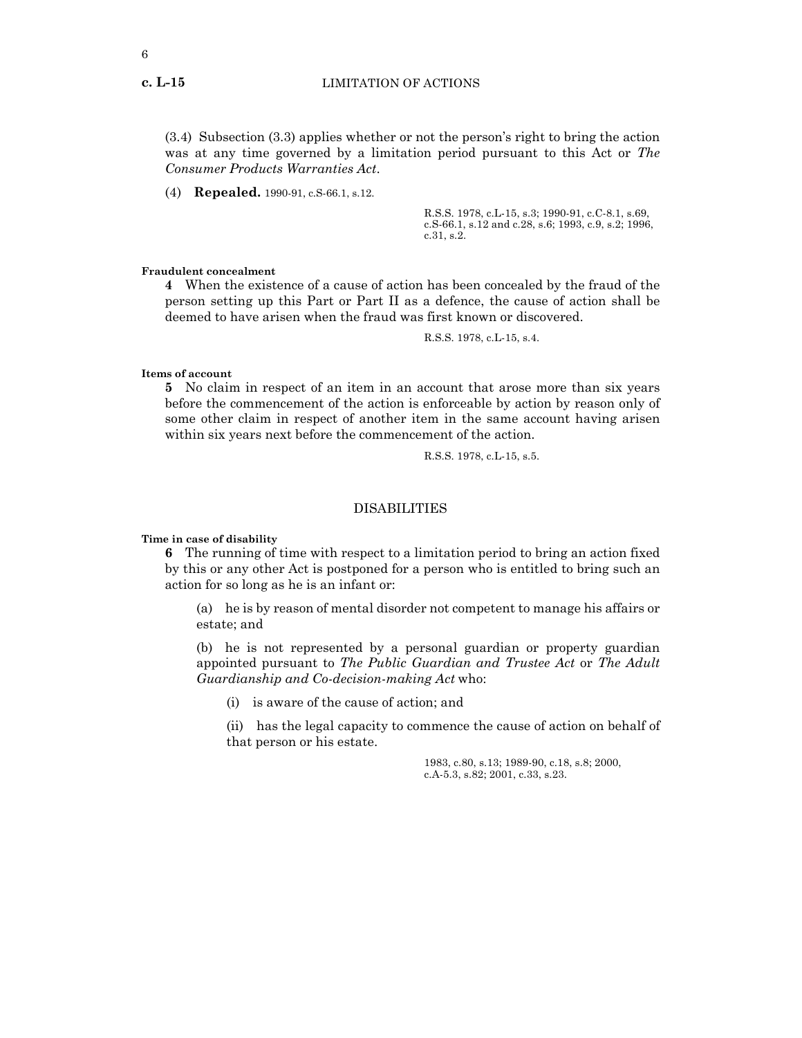(3.4) Subsection (3.3) applies whether or not the person's right to bring the action was at any time governed by a limitation period pursuant to this Act or *The Consumer Products Warranties Act*.

(4) **Repealed.** 1990-91, c.S-66.1, s.12.

R.S.S. 1978, c.L-15, s.3; 1990-91, c.C-8.1, s.69, c.S-66.1, s.12 and c.28, s.6; 1993, c.9, s.2; 1996, c.31, s.2.

**Fraudulent concealment**

**4** When the existence of a cause of action has been concealed by the fraud of the person setting up this Part or Part II as a defence, the cause of action shall be deemed to have arisen when the fraud was first known or discovered.

R.S.S. 1978, c.L-15, s.4.

**Items of account**

**5** No claim in respect of an item in an account that arose more than six years before the commencement of the action is enforceable by action by reason only of some other claim in respect of another item in the same account having arisen within six years next before the commencement of the action.

R.S.S. 1978, c.L-15, s.5.

## DISABILITIES

**Time in case of disability**

**6** The running of time with respect to a limitation period to bring an action fixed by this or any other Act is postponed for a person who is entitled to bring such an action for so long as he is an infant or:

(a) he is by reason of mental disorder not competent to manage his affairs or estate; and

(b) he is not represented by a personal guardian or property guardian appointed pursuant to *The Public Guardian and Trustee Act* or *The Adult Guardianship and Co-decision-making Act* who:

(i) is aware of the cause of action; and

(ii) has the legal capacity to commence the cause of action on behalf of that person or his estate.

1983, c.80, s.13; 1989-90, c.18, s.8; 2000, c.A-5.3, s.82; 2001, c.33, s.23.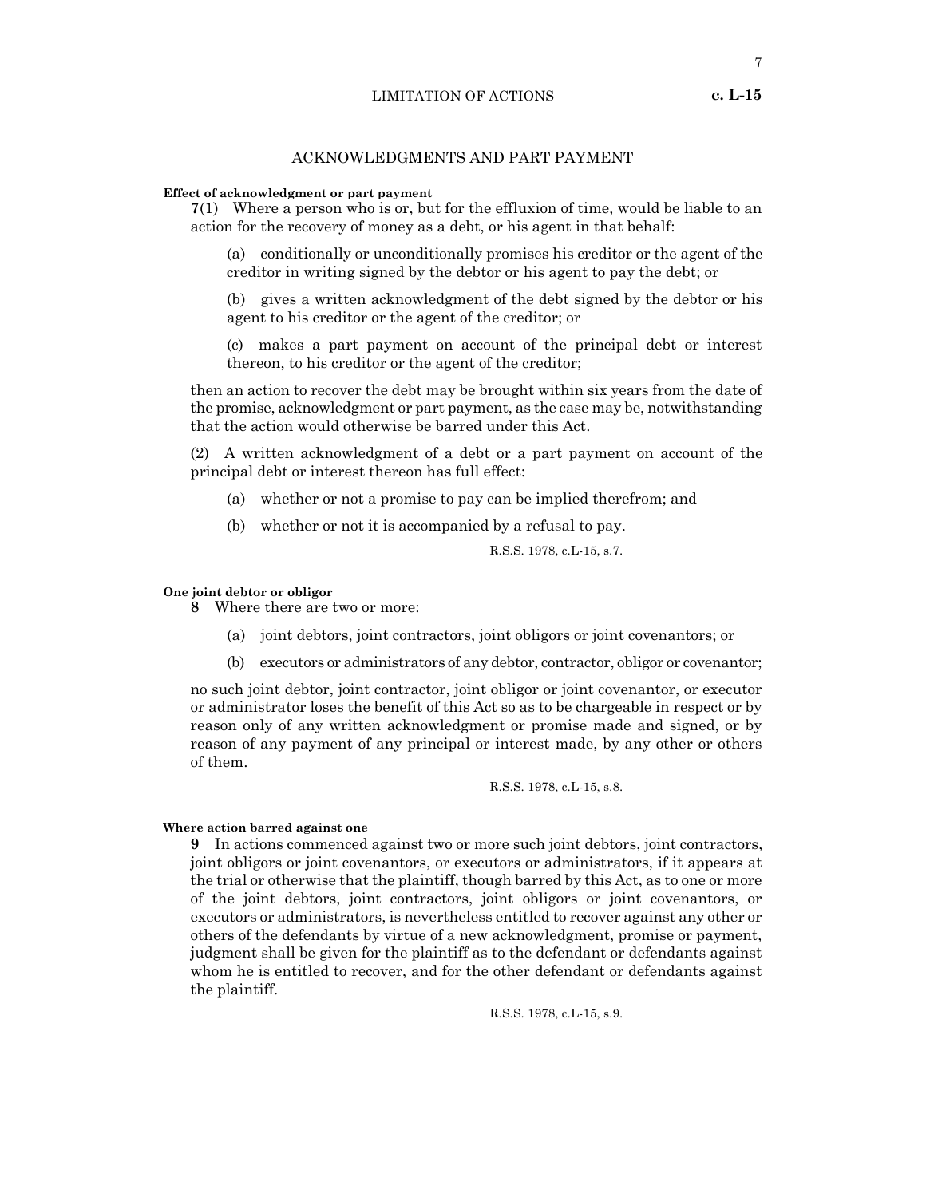## ACKNOWLEDGMENTS AND PART PAYMENT

**Effect of acknowledgment or part payment**

**7**(1) Where a person who is or, but for the effluxion of time, would be liable to an action for the recovery of money as a debt, or his agent in that behalf:

(a) conditionally or unconditionally promises his creditor or the agent of the creditor in writing signed by the debtor or his agent to pay the debt; or

(b) gives a written acknowledgment of the debt signed by the debtor or his agent to his creditor or the agent of the creditor; or

(c) makes a part payment on account of the principal debt or interest thereon, to his creditor or the agent of the creditor;

then an action to recover the debt may be brought within six years from the date of the promise, acknowledgment or part payment, as the case may be, notwithstanding that the action would otherwise be barred under this Act.

(2) A written acknowledgment of a debt or a part payment on account of the principal debt or interest thereon has full effect:

(a) whether or not a promise to pay can be implied therefrom; and

(b) whether or not it is accompanied by a refusal to pay.

R.S.S. 1978, c.L-15, s.7.

**One joint debtor or obligor**

**8** Where there are two or more:

(a) joint debtors, joint contractors, joint obligors or joint covenantors; or

(b) executors or administrators of any debtor, contractor, obligor or covenantor;

no such joint debtor, joint contractor, joint obligor or joint covenantor, or executor or administrator loses the benefit of this Act so as to be chargeable in respect or by reason only of any written acknowledgment or promise made and signed, or by reason of any payment of any principal or interest made, by any other or others of them.

R.S.S. 1978, c.L-15, s.8.

**Where action barred against one**

**9** In actions commenced against two or more such joint debtors, joint contractors, joint obligors or joint covenantors, or executors or administrators, if it appears at the trial or otherwise that the plaintiff, though barred by this Act, as to one or more of the joint debtors, joint contractors, joint obligors or joint covenantors, or executors or administrators, is nevertheless entitled to recover against any other or others of the defendants by virtue of a new acknowledgment, promise or payment, judgment shall be given for the plaintiff as to the defendant or defendants against whom he is entitled to recover, and for the other defendant or defendants against the plaintiff.

R.S.S. 1978, c.L-15, s.9.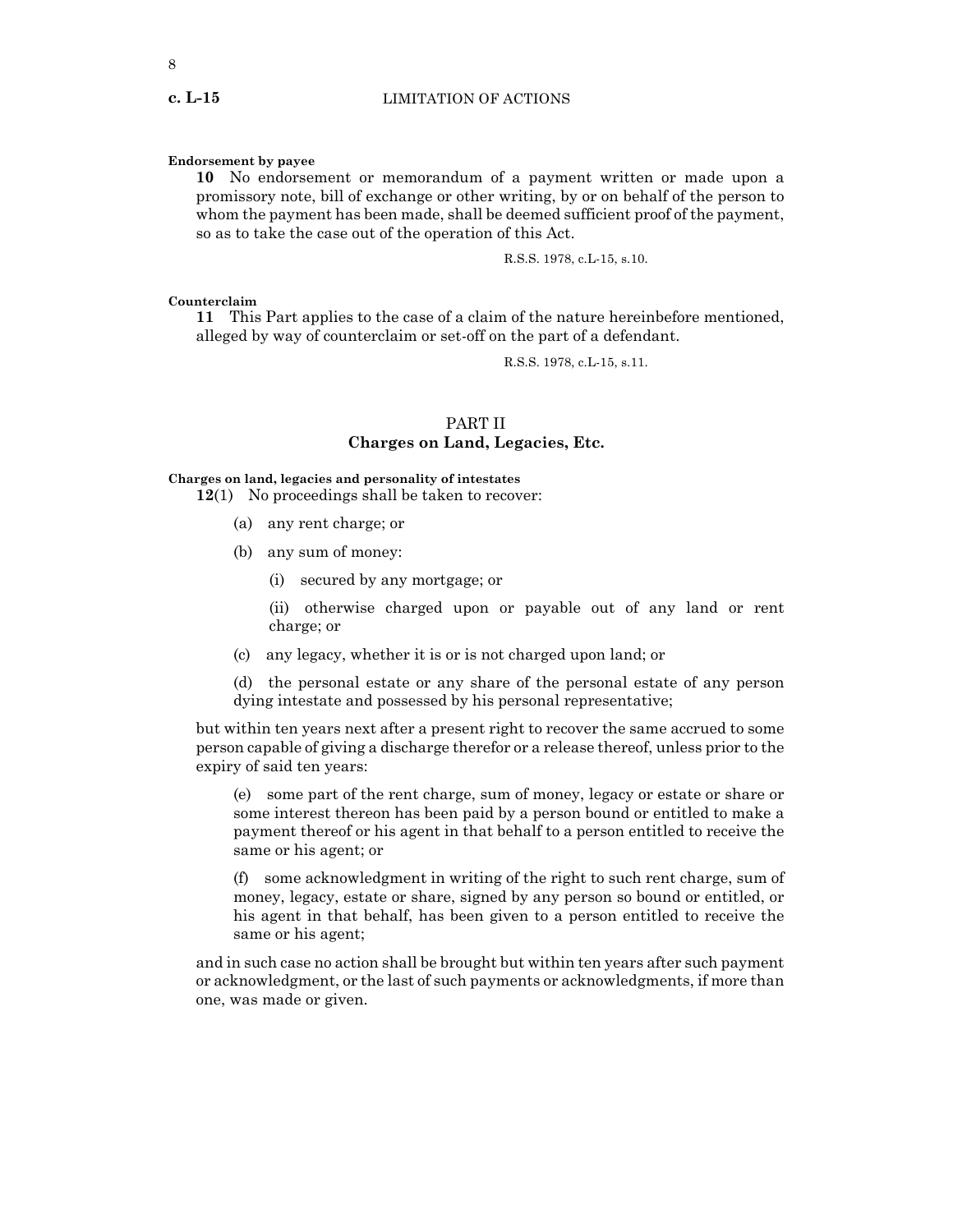**Endorsement by payee**

**10** No endorsement or memorandum of a payment written or made upon a promissory note, bill of exchange or other writing, by or on behalf of the person to whom the payment has been made, shall be deemed sufficient proof of the payment, so as to take the case out of the operation of this Act.

R.S.S. 1978, c.L-15, s.10.

**Counterclaim**

**11** This Part applies to the case of a claim of the nature hereinbefore mentioned, alleged by way of counterclaim or set-off on the part of a defendant.

R.S.S. 1978, c.L-15, s.11.

## PART II
## Charges on Land, Legacies, Etc.

**Charges on land, legacies and personality of intestates**

**12**(1) No proceedings shall be taken to recover:

(a) any rent charge; or

(b) any sum of money:

(i) secured by any mortgage; or

(ii) otherwise charged upon or payable out of any land or rent charge; or

(c) any legacy, whether it is or is not charged upon land; or

(d) the personal estate or any share of the personal estate of any person dying intestate and possessed by his personal representative;

but within ten years next after a present right to recover the same accrued to some person capable of giving a discharge therefor or a release thereof, unless prior to the expiry of said ten years:

(e) some part of the rent charge, sum of money, legacy or estate or share or some interest thereon has been paid by a person bound or entitled to make a payment thereof or his agent in that behalf to a person entitled to receive the same or his agent; or

(f) some acknowledgment in writing of the right to such rent charge, sum of money, legacy, estate or share, signed by any person so bound or entitled, or his agent in that behalf, has been given to a person entitled to receive the same or his agent;

and in such case no action shall be brought but within ten years after such payment or acknowledgment, or the last of such payments or acknowledgments, if more than one, was made or given.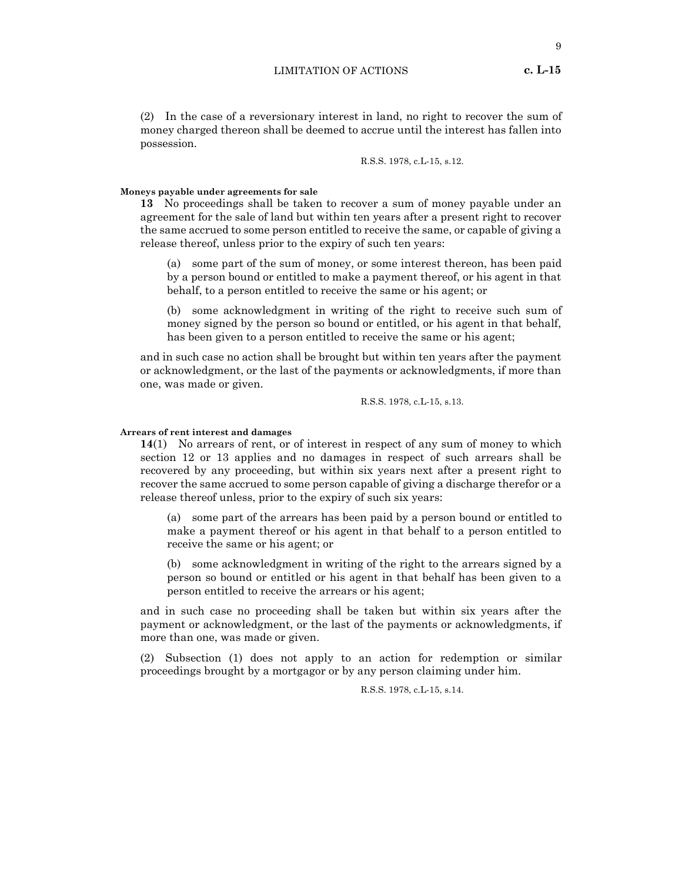(2) In the case of a reversionary interest in land, no right to recover the sum of money charged thereon shall be deemed to accrue until the interest has fallen into possession.

R.S.S. 1978, c.L-15, s.12.

**Moneys payable under agreements for sale**

**13** No proceedings shall be taken to recover a sum of money payable under an agreement for the sale of land but within ten years after a present right to recover the same accrued to some person entitled to receive the same, or capable of giving a release thereof, unless prior to the expiry of such ten years:

(a) some part of the sum of money, or some interest thereon, has been paid by a person bound or entitled to make a payment thereof, or his agent in that behalf, to a person entitled to receive the same or his agent; or

(b) some acknowledgment in writing of the right to receive such sum of money signed by the person so bound or entitled, or his agent in that behalf, has been given to a person entitled to receive the same or his agent;

and in such case no action shall be brought but within ten years after the payment or acknowledgment, or the last of the payments or acknowledgments, if more than one, was made or given.

R.S.S. 1978, c.L-15, s.13.

**Arrears of rent interest and damages**

**14**(1) No arrears of rent, or of interest in respect of any sum of money to which section 12 or 13 applies and no damages in respect of such arrears shall be recovered by any proceeding, but within six years next after a present right to recover the same accrued to some person capable of giving a discharge therefor or a release thereof unless, prior to the expiry of such six years:

(a) some part of the arrears has been paid by a person bound or entitled to make a payment thereof or his agent in that behalf to a person entitled to receive the same or his agent; or

(b) some acknowledgment in writing of the right to the arrears signed by a person so bound or entitled or his agent in that behalf has been given to a person entitled to receive the arrears or his agent;

and in such case no proceeding shall be taken but within six years after the payment or acknowledgment, or the last of the payments or acknowledgments, if more than one, was made or given.

(2) Subsection (1) does not apply to an action for redemption or similar proceedings brought by a mortgagor or by any person claiming under him.

R.S.S. 1978, c.L-15, s.14.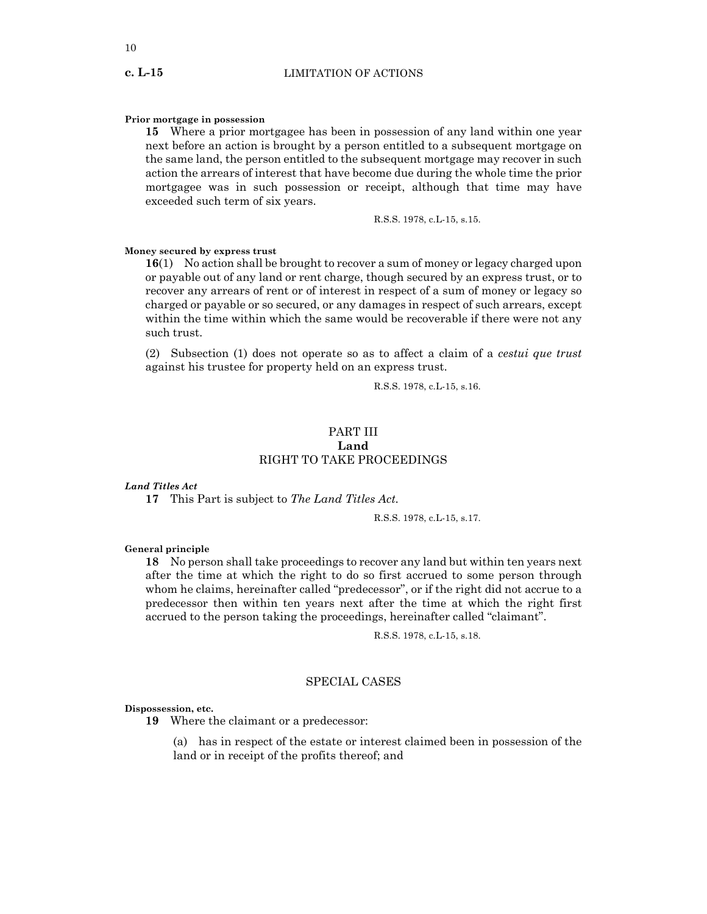**Prior mortgage in possession**

**15** Where a prior mortgagee has been in possession of any land within one year next before an action is brought by a person entitled to a subsequent mortgage on the same land, the person entitled to the subsequent mortgage may recover in such action the arrears of interest that have become due during the whole time the prior mortgagee was in such possession or receipt, although that time may have exceeded such term of six years.

R.S.S. 1978, c.L-15, s.15.

**Money secured by express trust**

**16**(1) No action shall be brought to recover a sum of money or legacy charged upon or payable out of any land or rent charge, though secured by an express trust, or to recover any arrears of rent or of interest in respect of a sum of money or legacy so charged or payable or so secured, or any damages in respect of such arrears, except within the time within which the same would be recoverable if there were not any such trust.

(2) Subsection (1) does not operate so as to affect a claim of a *cestui que trust* against his trustee for property held on an express trust.

R.S.S. 1978, c.L-15, s.16.

## PART III
## Land
## RIGHT TO TAKE PROCEEDINGS

***Land Titles Act***

**17** This Part is subject to *The Land Titles Act*.

R.S.S. 1978, c.L-15, s.17.

**General principle**

**18** No person shall take proceedings to recover any land but within ten years next after the time at which the right to do so first accrued to some person through whom he claims, hereinafter called "predecessor", or if the right did not accrue to a predecessor then within ten years next after the time at which the right first accrued to the person taking the proceedings, hereinafter called "claimant".

R.S.S. 1978, c.L-15, s.18.

## SPECIAL CASES

**Dispossession, etc.**

**19** Where the claimant or a predecessor:

(a) has in respect of the estate or interest claimed been in possession of the land or in receipt of the profits thereof; and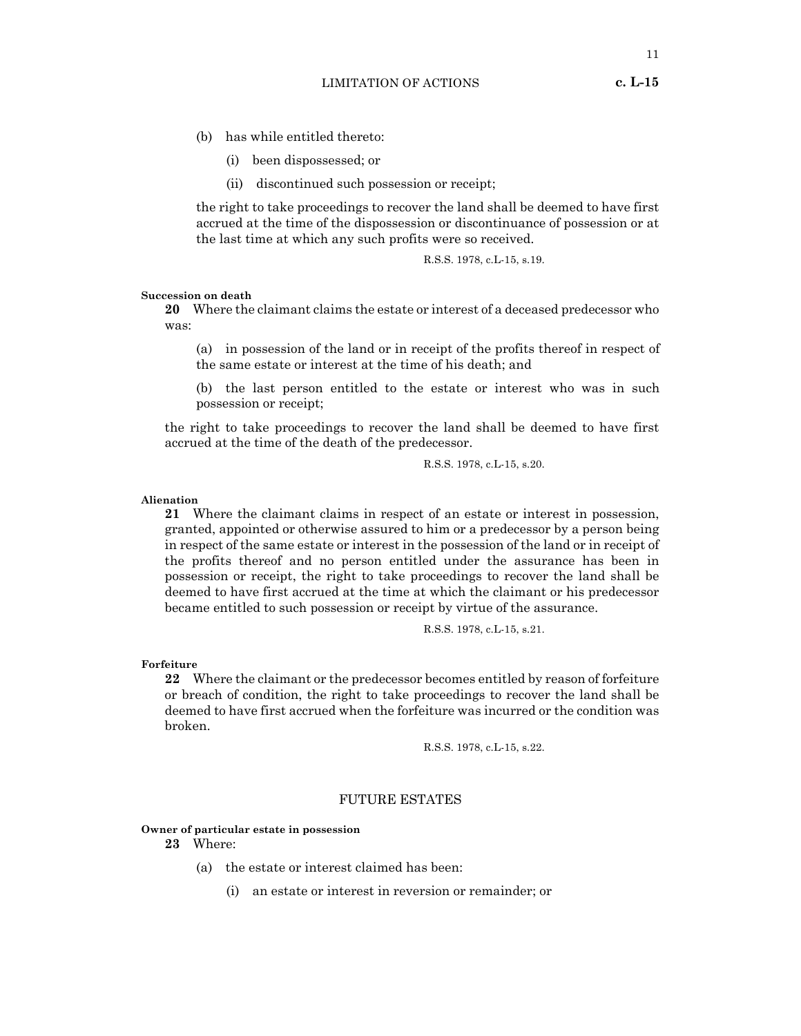(b) has while entitled thereto:

(i) been dispossessed; or

(ii) discontinued such possession or receipt;

the right to take proceedings to recover the land shall be deemed to have first accrued at the time of the dispossession or discontinuance of possession or at the last time at which any such profits were so received.

R.S.S. 1978, c.L-15, s.19.

**Succession on death**

**20** Where the claimant claims the estate or interest of a deceased predecessor who was:

(a) in possession of the land or in receipt of the profits thereof in respect of the same estate or interest at the time of his death; and

(b) the last person entitled to the estate or interest who was in such possession or receipt;

the right to take proceedings to recover the land shall be deemed to have first accrued at the time of the death of the predecessor.

R.S.S. 1978, c.L-15, s.20.

**Alienation**

**21** Where the claimant claims in respect of an estate or interest in possession, granted, appointed or otherwise assured to him or a predecessor by a person being in respect of the same estate or interest in the possession of the land or in receipt of the profits thereof and no person entitled under the assurance has been in possession or receipt, the right to take proceedings to recover the land shall be deemed to have first accrued at the time at which the claimant or his predecessor became entitled to such possession or receipt by virtue of the assurance.

R.S.S. 1978, c.L-15, s.21.

**Forfeiture**

**22** Where the claimant or the predecessor becomes entitled by reason of forfeiture or breach of condition, the right to take proceedings to recover the land shall be deemed to have first accrued when the forfeiture was incurred or the condition was broken.

R.S.S. 1978, c.L-15, s.22.

## FUTURE ESTATES

**Owner of particular estate in possession**

**23** Where:

(a) the estate or interest claimed has been:

(i) an estate or interest in reversion or remainder; or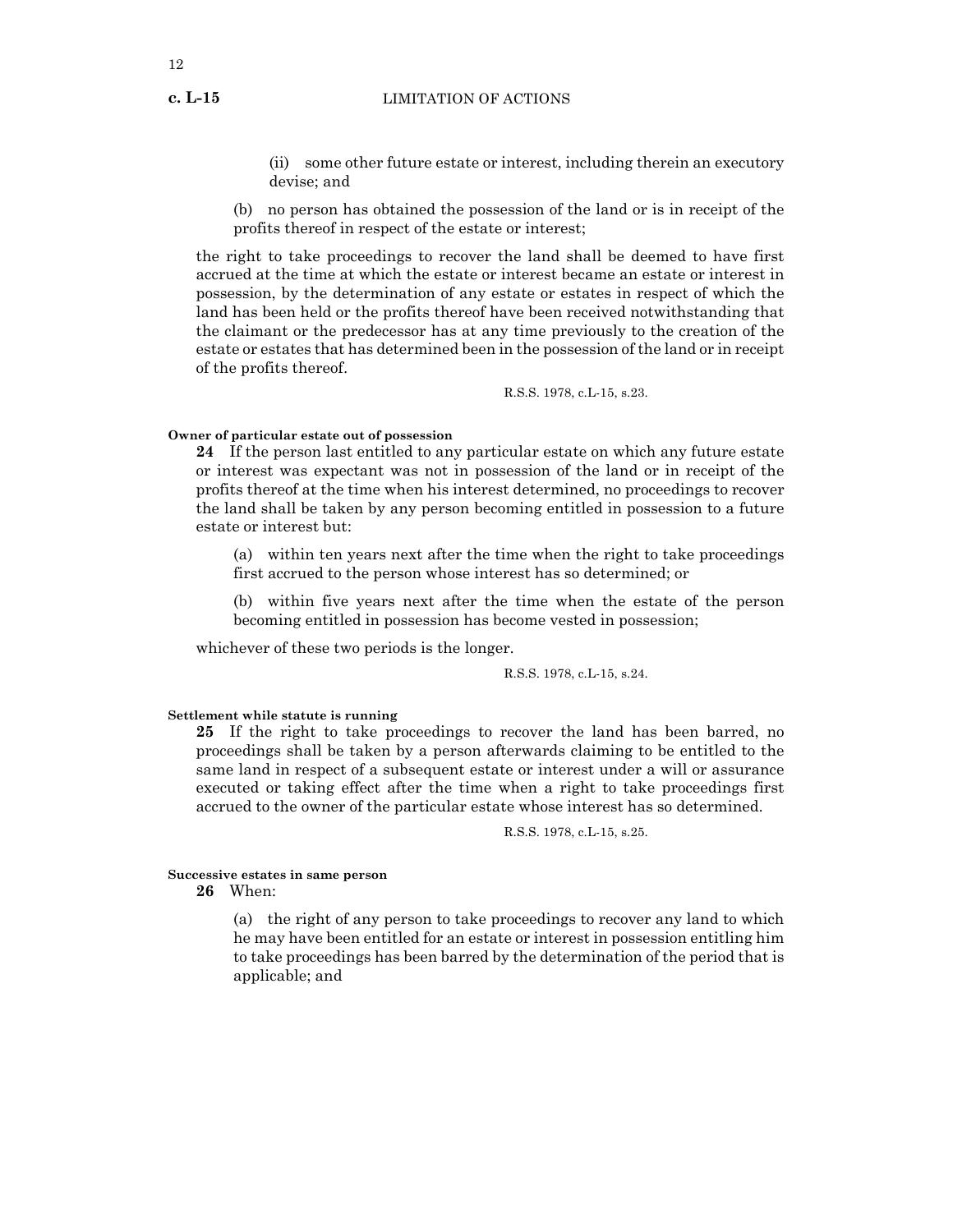(ii) some other future estate or interest, including therein an executory devise; and

(b) no person has obtained the possession of the land or is in receipt of the profits thereof in respect of the estate or interest;

the right to take proceedings to recover the land shall be deemed to have first accrued at the time at which the estate or interest became an estate or interest in possession, by the determination of any estate or estates in respect of which the land has been held or the profits thereof have been received notwithstanding that the claimant or the predecessor has at any time previously to the creation of the estate or estates that has determined been in the possession of the land or in receipt of the profits thereof.

R.S.S. 1978, c.L-15, s.23.

**Owner of particular estate out of possession**

**24** If the person last entitled to any particular estate on which any future estate or interest was expectant was not in possession of the land or in receipt of the profits thereof at the time when his interest determined, no proceedings to recover the land shall be taken by any person becoming entitled in possession to a future estate or interest but:

(a) within ten years next after the time when the right to take proceedings first accrued to the person whose interest has so determined; or

(b) within five years next after the time when the estate of the person becoming entitled in possession has become vested in possession;

whichever of these two periods is the longer.

R.S.S. 1978, c.L-15, s.24.

**Settlement while statute is running**

**25** If the right to take proceedings to recover the land has been barred, no proceedings shall be taken by a person afterwards claiming to be entitled to the same land in respect of a subsequent estate or interest under a will or assurance executed or taking effect after the time when a right to take proceedings first accrued to the owner of the particular estate whose interest has so determined.

R.S.S. 1978, c.L-15, s.25.

**Successive estates in same person**

**26** When:

(a) the right of any person to take proceedings to recover any land to which he may have been entitled for an estate or interest in possession entitling him to take proceedings has been barred by the determination of the period that is applicable; and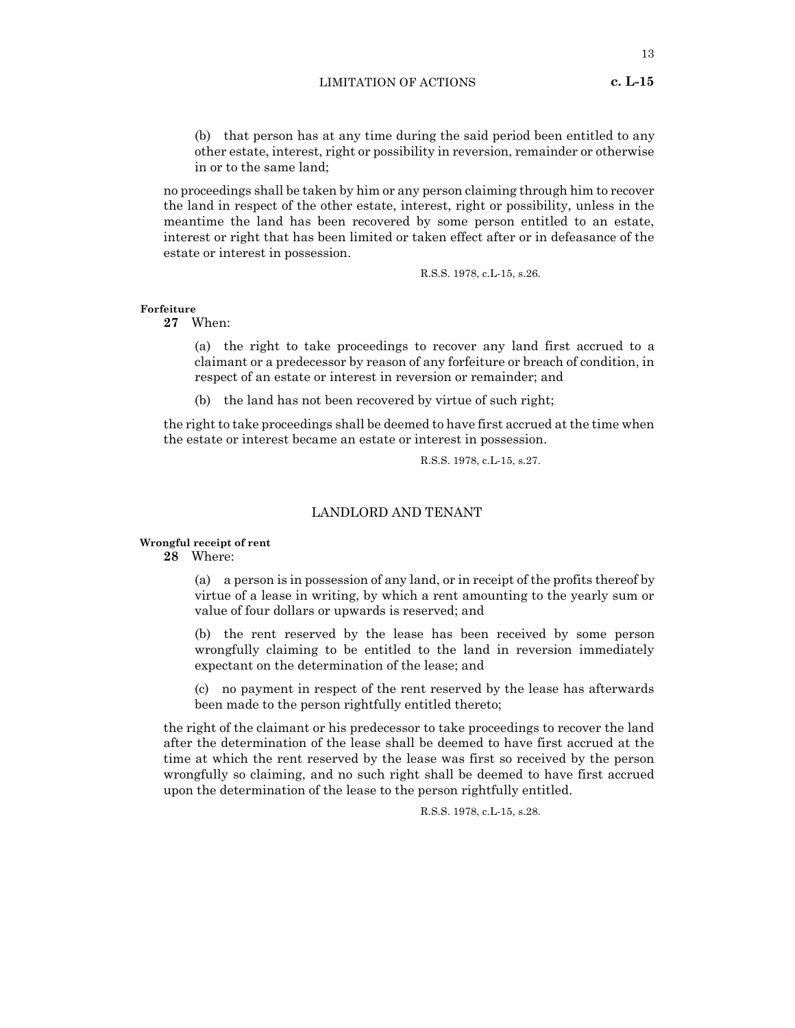(b) that person has at any time during the said period been entitled to any other estate, interest, right or possibility in reversion, remainder or otherwise in or to the same land;

no proceedings shall be taken by him or any person claiming through him to recover the land in respect of the other estate, interest, right or possibility, unless in the meantime the land has been recovered by some person entitled to an estate, interest or right that has been limited or taken effect after or in defeasance of the estate or interest in possession.

R.S.S. 1978, c.L-15, s.26.

**Forfeiture**

**27** When:

(a) the right to take proceedings to recover any land first accrued to a claimant or a predecessor by reason of any forfeiture or breach of condition, in respect of an estate or interest in reversion or remainder; and

(b) the land has not been recovered by virtue of such right;

the right to take proceedings shall be deemed to have first accrued at the time when the estate or interest became an estate or interest in possession.

R.S.S. 1978, c.L-15, s.27.

## LANDLORD AND TENANT

**Wrongful receipt of rent**

**28** Where:

(a) a person is in possession of any land, or in receipt of the profits thereof by virtue of a lease in writing, by which a rent amounting to the yearly sum or value of four dollars or upwards is reserved; and

(b) the rent reserved by the lease has been received by some person wrongfully claiming to be entitled to the land in reversion immediately expectant on the determination of the lease; and

(c) no payment in respect of the rent reserved by the lease has afterwards been made to the person rightfully entitled thereto;

the right of the claimant or his predecessor to take proceedings to recover the land after the determination of the lease shall be deemed to have first accrued at the time at which the rent reserved by the lease was first so received by the person wrongfully so claiming, and no such right shall be deemed to have first accrued upon the determination of the lease to the person rightfully entitled.

R.S.S. 1978, c.L-15, s.28.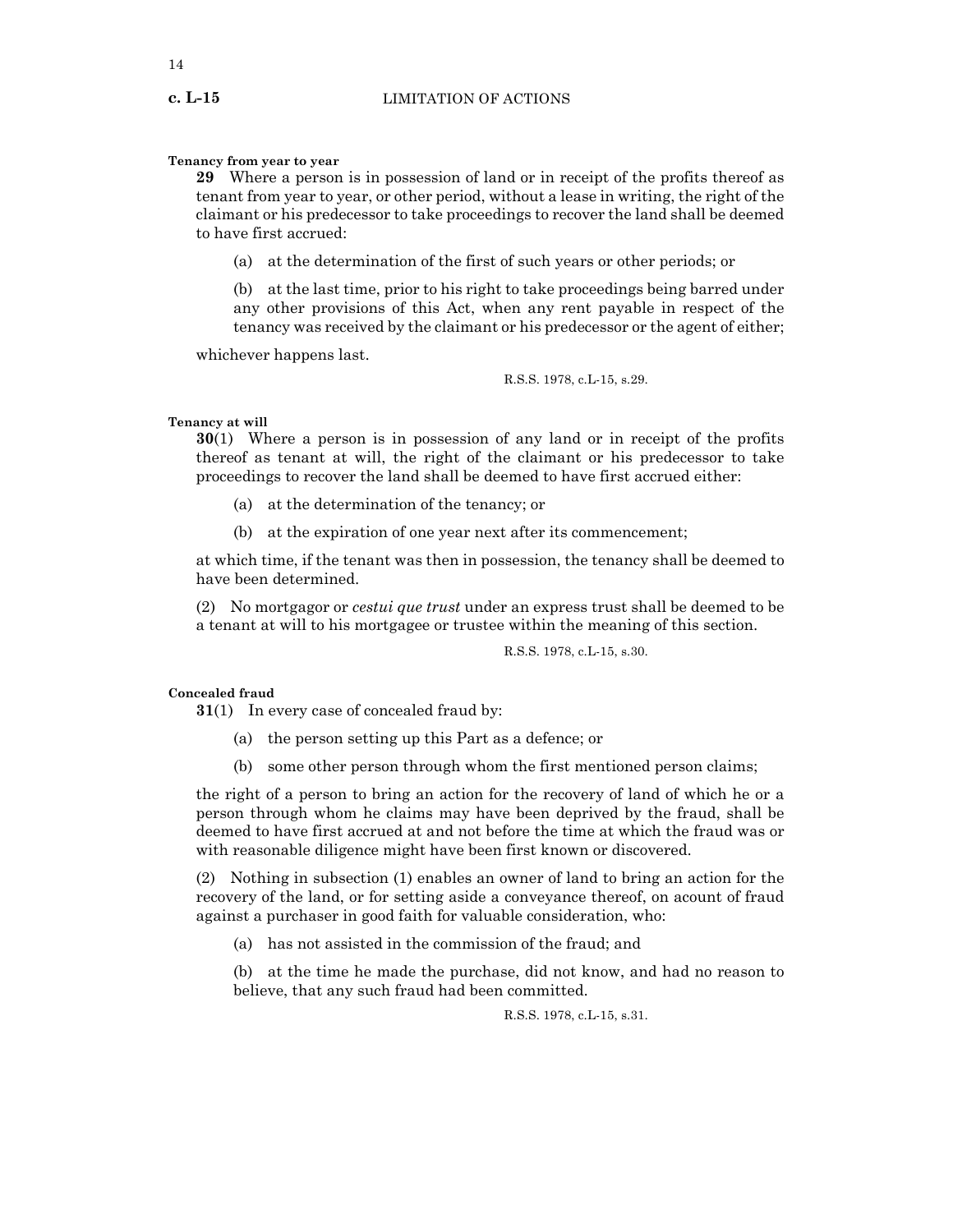**Tenancy from year to year**

**29** Where a person is in possession of land or in receipt of the profits thereof as tenant from year to year, or other period, without a lease in writing, the right of the claimant or his predecessor to take proceedings to recover the land shall be deemed to have first accrued:

(a) at the determination of the first of such years or other periods; or

(b) at the last time, prior to his right to take proceedings being barred under any other provisions of this Act, when any rent payable in respect of the tenancy was received by the claimant or his predecessor or the agent of either;

whichever happens last.

R.S.S. 1978, c.L-15, s.29.

**Tenancy at will**

**30**(1) Where a person is in possession of any land or in receipt of the profits thereof as tenant at will, the right of the claimant or his predecessor to take proceedings to recover the land shall be deemed to have first accrued either:

(a) at the determination of the tenancy; or

(b) at the expiration of one year next after its commencement;

at which time, if the tenant was then in possession, the tenancy shall be deemed to have been determined.

(2) No mortgagor or *cestui que trust* under an express trust shall be deemed to be a tenant at will to his mortgagee or trustee within the meaning of this section.

R.S.S. 1978, c.L-15, s.30.

**Concealed fraud**

**31**(1) In every case of concealed fraud by:

(a) the person setting up this Part as a defence; or

(b) some other person through whom the first mentioned person claims;

the right of a person to bring an action for the recovery of land of which he or a person through whom he claims may have been deprived by the fraud, shall be deemed to have first accrued at and not before the time at which the fraud was or with reasonable diligence might have been first known or discovered.

(2) Nothing in subsection (1) enables an owner of land to bring an action for the recovery of the land, or for setting aside a conveyance thereof, on acount of fraud against a purchaser in good faith for valuable consideration, who:

(a) has not assisted in the commission of the fraud; and

(b) at the time he made the purchase, did not know, and had no reason to believe, that any such fraud had been committed.

R.S.S. 1978, c.L-15, s.31.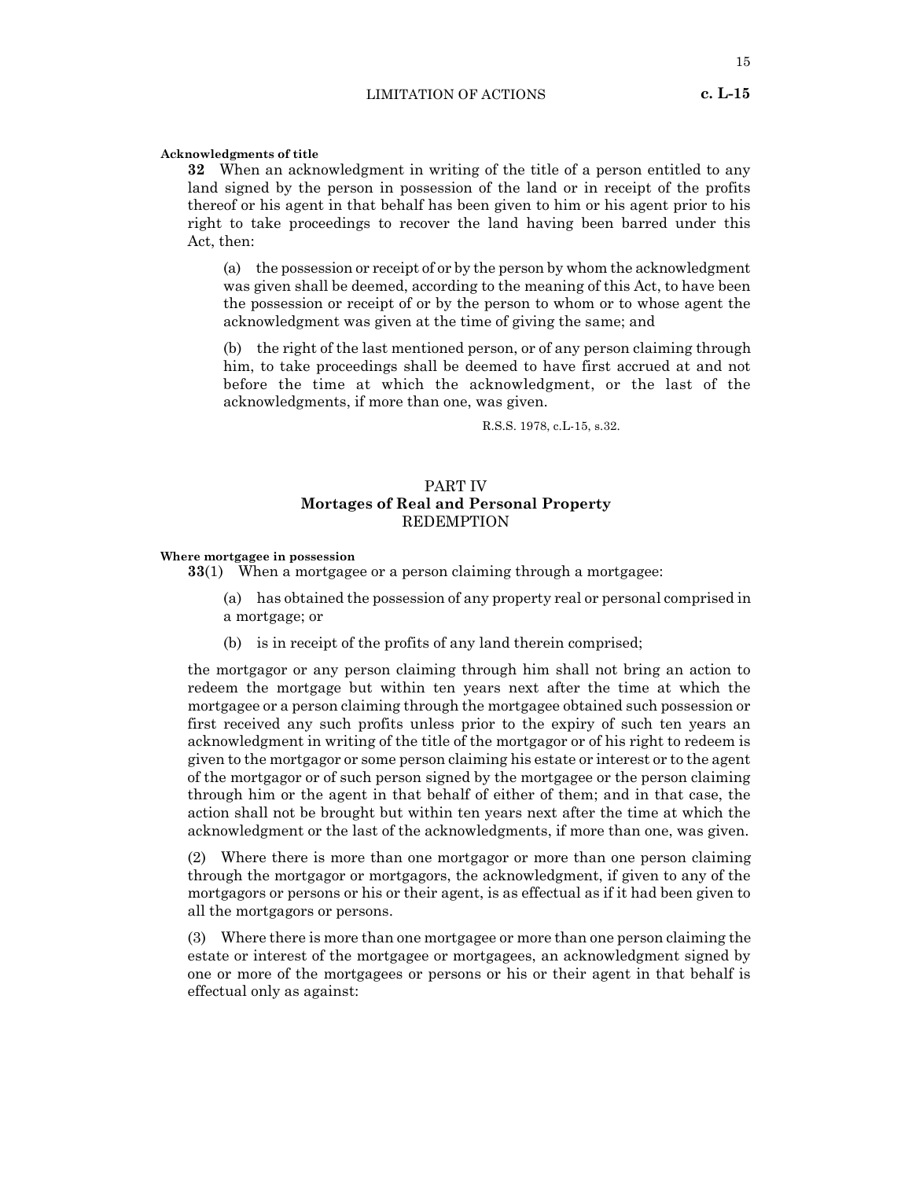**Acknowledgments of title**

**32** When an acknowledgment in writing of the title of a person entitled to any land signed by the person in possession of the land or in receipt of the profits thereof or his agent in that behalf has been given to him or his agent prior to his right to take proceedings to recover the land having been barred under this Act, then:

(a) the possession or receipt of or by the person by whom the acknowledgment was given shall be deemed, according to the meaning of this Act, to have been the possession or receipt of or by the person to whom or to whose agent the acknowledgment was given at the time of giving the same; and

(b) the right of the last mentioned person, or of any person claiming through him, to take proceedings shall be deemed to have first accrued at and not before the time at which the acknowledgment, or the last of the acknowledgments, if more than one, was given.

R.S.S. 1978, c.L-15, s.32.

## PART IV
## Mortages of Real and Personal Property
### REDEMPTION

**Where mortgagee in possession**

**33**(1) When a mortgagee or a person claiming through a mortgagee:

(a) has obtained the possession of any property real or personal comprised in a mortgage; or

(b) is in receipt of the profits of any land therein comprised;

the mortgagor or any person claiming through him shall not bring an action to redeem the mortgage but within ten years next after the time at which the mortgagee or a person claiming through the mortgagee obtained such possession or first received any such profits unless prior to the expiry of such ten years an acknowledgment in writing of the title of the mortgagor or of his right to redeem is given to the mortgagor or some person claiming his estate or interest or to the agent of the mortgagor or of such person signed by the mortgagee or the person claiming through him or the agent in that behalf of either of them; and in that case, the action shall not be brought but within ten years next after the time at which the acknowledgment or the last of the acknowledgments, if more than one, was given.

(2) Where there is more than one mortgagor or more than one person claiming through the mortgagor or mortgagors, the acknowledgment, if given to any of the mortgagors or persons or his or their agent, is as effectual as if it had been given to all the mortgagors or persons.

(3) Where there is more than one mortgagee or more than one person claiming the estate or interest of the mortgagee or mortgagees, an acknowledgment signed by one or more of the mortgagees or persons or his or their agent in that behalf is effectual only as against: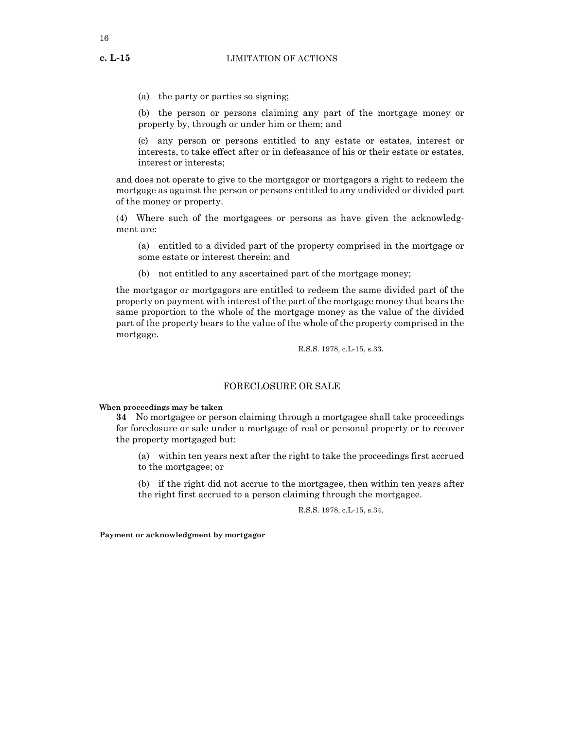(a) the party or parties so signing;

(b) the person or persons claiming any part of the mortgage money or property by, through or under him or them; and

(c) any person or persons entitled to any estate or estates, interest or interests, to take effect after or in defeasance of his or their estate or estates, interest or interests;

and does not operate to give to the mortgagor or mortgagors a right to redeem the mortgage as against the person or persons entitled to any undivided or divided part of the money or property.

(4) Where such of the mortgagees or persons as have given the acknowledgment are:

(a) entitled to a divided part of the property comprised in the mortgage or some estate or interest therein; and

(b) not entitled to any ascertained part of the mortgage money;

the mortgagor or mortgagors are entitled to redeem the same divided part of the property on payment with interest of the part of the mortgage money that bears the same proportion to the whole of the mortgage money as the value of the divided part of the property bears to the value of the whole of the property comprised in the mortgage.

R.S.S. 1978, c.L-15, s.33.

## FORECLOSURE OR SALE

**When proceedings may be taken**

**34** No mortgagee or person claiming through a mortgagee shall take proceedings for foreclosure or sale under a mortgage of real or personal property or to recover the property mortgaged but:

(a) within ten years next after the right to take the proceedings first accrued to the mortgagee; or

(b) if the right did not accrue to the mortgagee, then within ten years after the right first accrued to a person claiming through the mortgagee.

R.S.S. 1978, c.L-15, s.34.

**Payment or acknowledgment by mortgagor**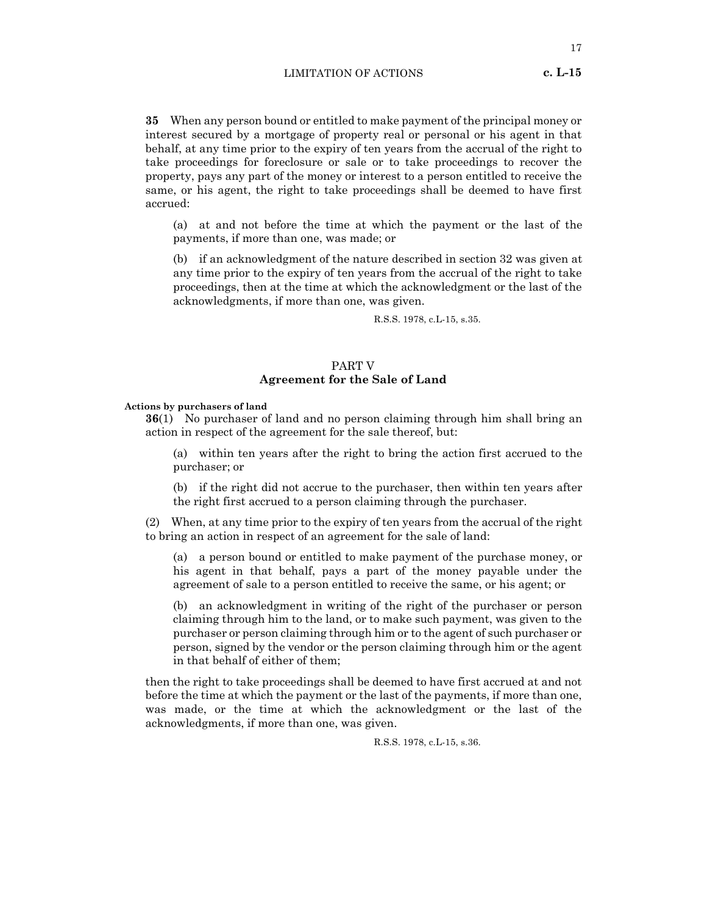**35** When any person bound or entitled to make payment of the principal money or interest secured by a mortgage of property real or personal or his agent in that behalf, at any time prior to the expiry of ten years from the accrual of the right to take proceedings for foreclosure or sale or to take proceedings to recover the property, pays any part of the money or interest to a person entitled to receive the same, or his agent, the right to take proceedings shall be deemed to have first accrued:

(a) at and not before the time at which the payment or the last of the payments, if more than one, was made; or

(b) if an acknowledgment of the nature described in section 32 was given at any time prior to the expiry of ten years from the accrual of the right to take proceedings, then at the time at which the acknowledgment or the last of the acknowledgments, if more than one, was given.

R.S.S. 1978, c.L-15, s.35.

## PART V
## Agreement for the Sale of Land

**Actions by purchasers of land**

**36**(1) No purchaser of land and no person claiming through him shall bring an action in respect of the agreement for the sale thereof, but:

(a) within ten years after the right to bring the action first accrued to the purchaser; or

(b) if the right did not accrue to the purchaser, then within ten years after the right first accrued to a person claiming through the purchaser.

(2) When, at any time prior to the expiry of ten years from the accrual of the right to bring an action in respect of an agreement for the sale of land:

(a) a person bound or entitled to make payment of the purchase money, or his agent in that behalf, pays a part of the money payable under the agreement of sale to a person entitled to receive the same, or his agent; or

(b) an acknowledgment in writing of the right of the purchaser or person claiming through him to the land, or to make such payment, was given to the purchaser or person claiming through him or to the agent of such purchaser or person, signed by the vendor or the person claiming through him or the agent in that behalf of either of them;

then the right to take proceedings shall be deemed to have first accrued at and not before the time at which the payment or the last of the payments, if more than one, was made, or the time at which the acknowledgment or the last of the acknowledgments, if more than one, was given.

R.S.S. 1978, c.L-15, s.36.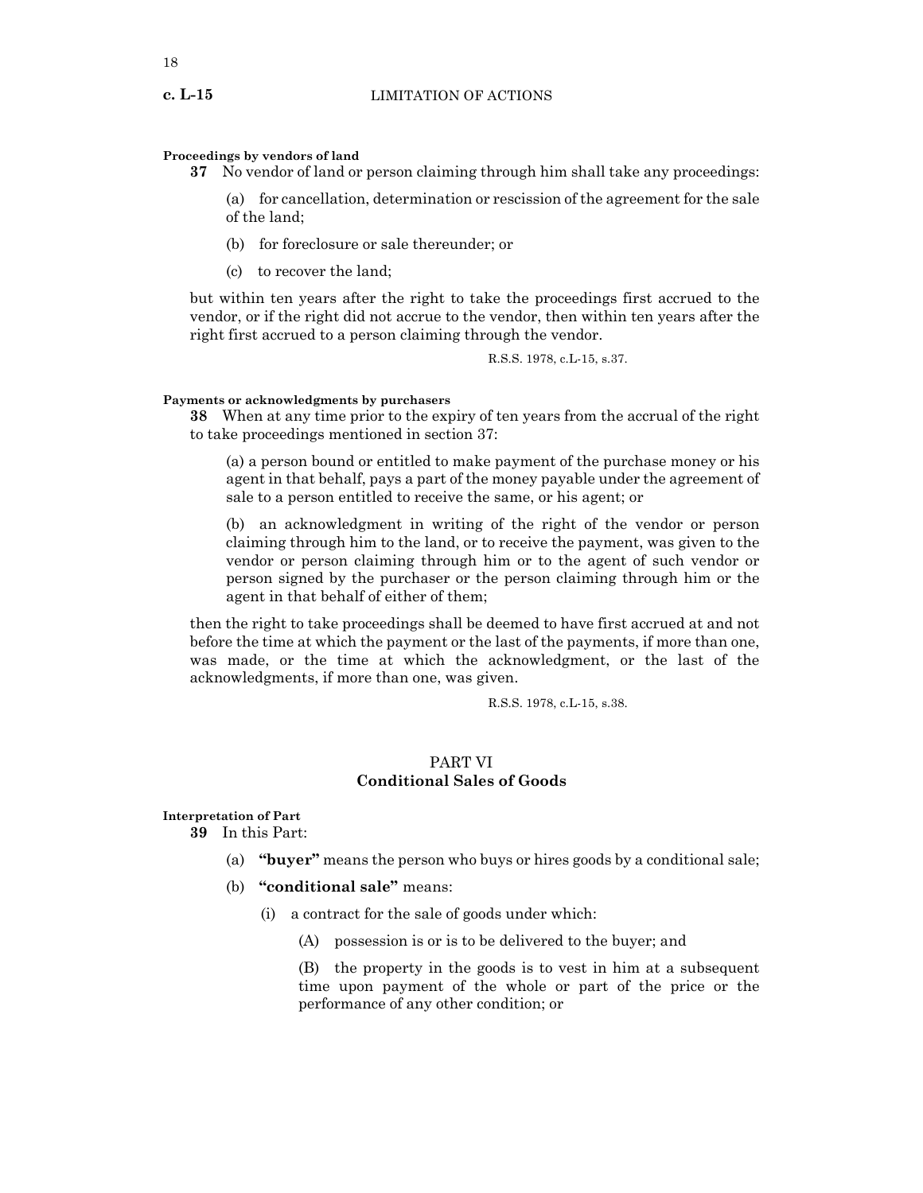**Proceedings by vendors of land**

**37** No vendor of land or person claiming through him shall take any proceedings:

(a) for cancellation, determination or rescission of the agreement for the sale of the land;

(b) for foreclosure or sale thereunder; or

(c) to recover the land;

but within ten years after the right to take the proceedings first accrued to the vendor, or if the right did not accrue to the vendor, then within ten years after the right first accrued to a person claiming through the vendor.

R.S.S. 1978, c.L-15, s.37.

**Payments or acknowledgments by purchasers**

**38** When at any time prior to the expiry of ten years from the accrual of the right to take proceedings mentioned in section 37:

(a) a person bound or entitled to make payment of the purchase money or his agent in that behalf, pays a part of the money payable under the agreement of sale to a person entitled to receive the same, or his agent; or

(b) an acknowledgment in writing of the right of the vendor or person claiming through him to the land, or to receive the payment, was given to the vendor or person claiming through him or to the agent of such vendor or person signed by the purchaser or the person claiming through him or the agent in that behalf of either of them;

then the right to take proceedings shall be deemed to have first accrued at and not before the time at which the payment or the last of the payments, if more than one, was made, or the time at which the acknowledgment, or the last of the acknowledgments, if more than one, was given.

R.S.S. 1978, c.L-15, s.38.

## PART VI
## Conditional Sales of Goods

**Interpretation of Part**

**39** In this Part:

(a) **"buyer"** means the person who buys or hires goods by a conditional sale;

(b) **"conditional sale"** means:

(i) a contract for the sale of goods under which:

(A) possession is or is to be delivered to the buyer; and

(B) the property in the goods is to vest in him at a subsequent time upon payment of the whole or part of the price or the performance of any other condition; or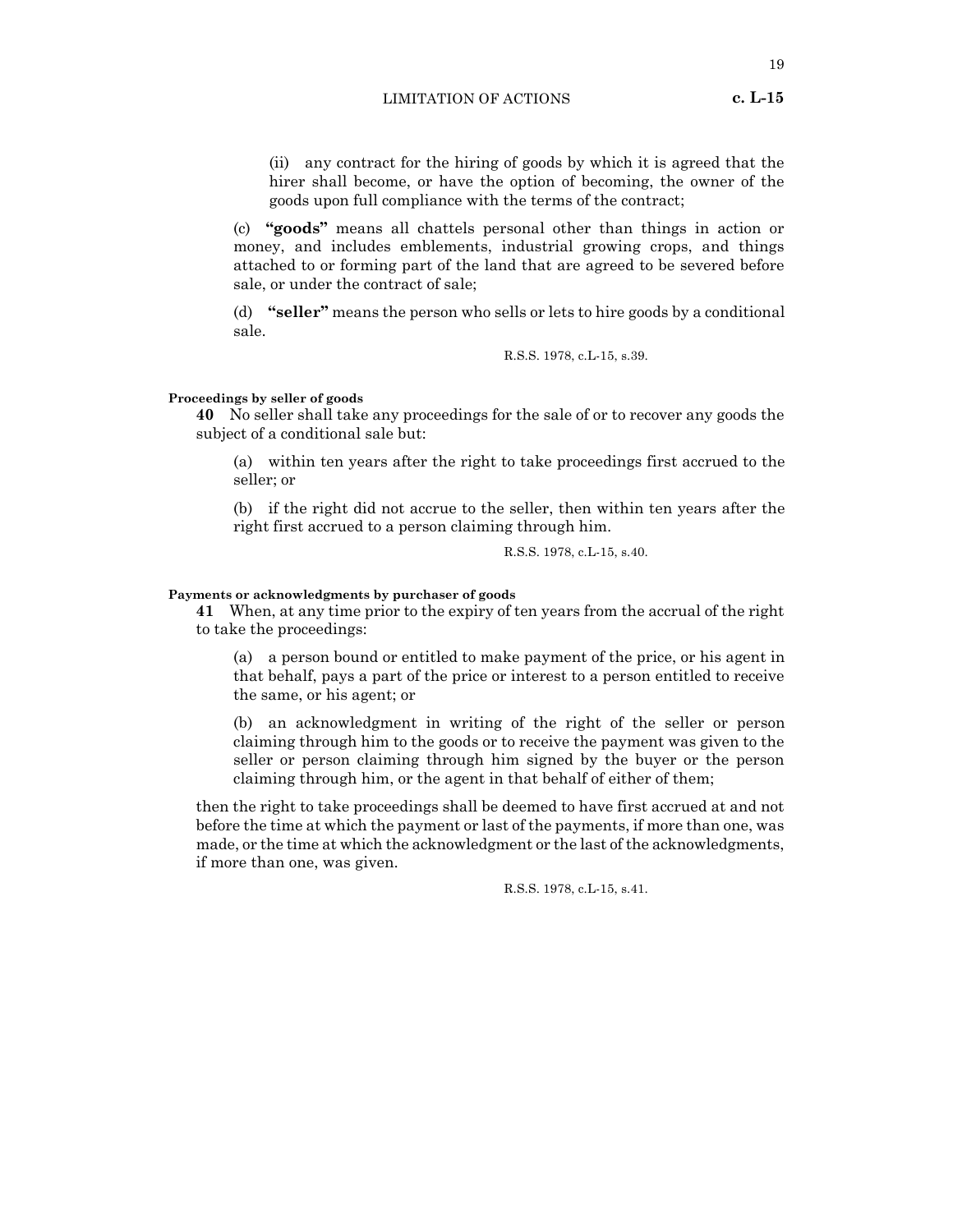(ii) any contract for the hiring of goods by which it is agreed that the hirer shall become, or have the option of becoming, the owner of the goods upon full compliance with the terms of the contract;

(c) **"goods"** means all chattels personal other than things in action or money, and includes emblements, industrial growing crops, and things attached to or forming part of the land that are agreed to be severed before sale, or under the contract of sale;

(d) **"seller"** means the person who sells or lets to hire goods by a conditional sale.

R.S.S. 1978, c.L-15, s.39.

**Proceedings by seller of goods**

**40** No seller shall take any proceedings for the sale of or to recover any goods the subject of a conditional sale but:

(a) within ten years after the right to take proceedings first accrued to the seller; or

(b) if the right did not accrue to the seller, then within ten years after the right first accrued to a person claiming through him.

R.S.S. 1978, c.L-15, s.40.

**Payments or acknowledgments by purchaser of goods**

**41** When, at any time prior to the expiry of ten years from the accrual of the right to take the proceedings:

(a) a person bound or entitled to make payment of the price, or his agent in that behalf, pays a part of the price or interest to a person entitled to receive the same, or his agent; or

(b) an acknowledgment in writing of the right of the seller or person claiming through him to the goods or to receive the payment was given to the seller or person claiming through him signed by the buyer or the person claiming through him, or the agent in that behalf of either of them;

then the right to take proceedings shall be deemed to have first accrued at and not before the time at which the payment or last of the payments, if more than one, was made, or the time at which the acknowledgment or the last of the acknowledgments, if more than one, was given.

R.S.S. 1978, c.L-15, s.41.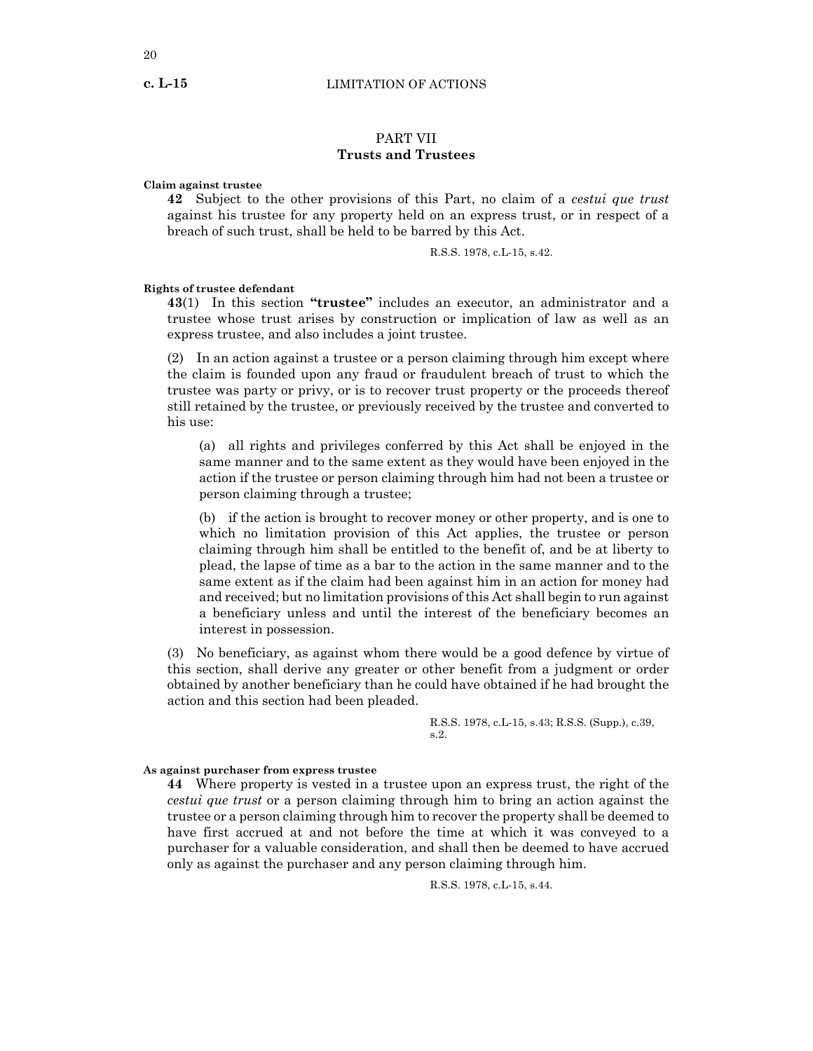## PART VII
## Trusts and Trustees

**Claim against trustee**

**42** Subject to the other provisions of this Part, no claim of a *cestui que trust* against his trustee for any property held on an express trust, or in respect of a breach of such trust, shall be held to be barred by this Act.

R.S.S. 1978, c.L-15, s.42.

**Rights of trustee defendant**

**43**(1) In this section **"trustee"** includes an executor, an administrator and a trustee whose trust arises by construction or implication of law as well as an express trustee, and also includes a joint trustee.

(2) In an action against a trustee or a person claiming through him except where the claim is founded upon any fraud or fraudulent breach of trust to which the trustee was party or privy, or is to recover trust property or the proceeds thereof still retained by the trustee, or previously received by the trustee and converted to his use:

(a) all rights and privileges conferred by this Act shall be enjoyed in the same manner and to the same extent as they would have been enjoyed in the action if the trustee or person claiming through him had not been a trustee or person claiming through a trustee;

(b) if the action is brought to recover money or other property, and is one to which no limitation provision of this Act applies, the trustee or person claiming through him shall be entitled to the benefit of, and be at liberty to plead, the lapse of time as a bar to the action in the same manner and to the same extent as if the claim had been against him in an action for money had and received; but no limitation provisions of this Act shall begin to run against a beneficiary unless and until the interest of the beneficiary becomes an interest in possession.

(3) No beneficiary, as against whom there would be a good defence by virtue of this section, shall derive any greater or other benefit from a judgment or order obtained by another beneficiary than he could have obtained if he had brought the action and this section had been pleaded.

R.S.S. 1978, c.L-15, s.43; R.S.S. (Supp.), c.39, s.2.

**As against purchaser from express trustee**

**44** Where property is vested in a trustee upon an express trust, the right of the *cestui que trust* or a person claiming through him to bring an action against the trustee or a person claiming through him to recover the property shall be deemed to have first accrued at and not before the time at which it was conveyed to a purchaser for a valuable consideration, and shall then be deemed to have accrued only as against the purchaser and any person claiming through him.

R.S.S. 1978, c.L-15, s.44.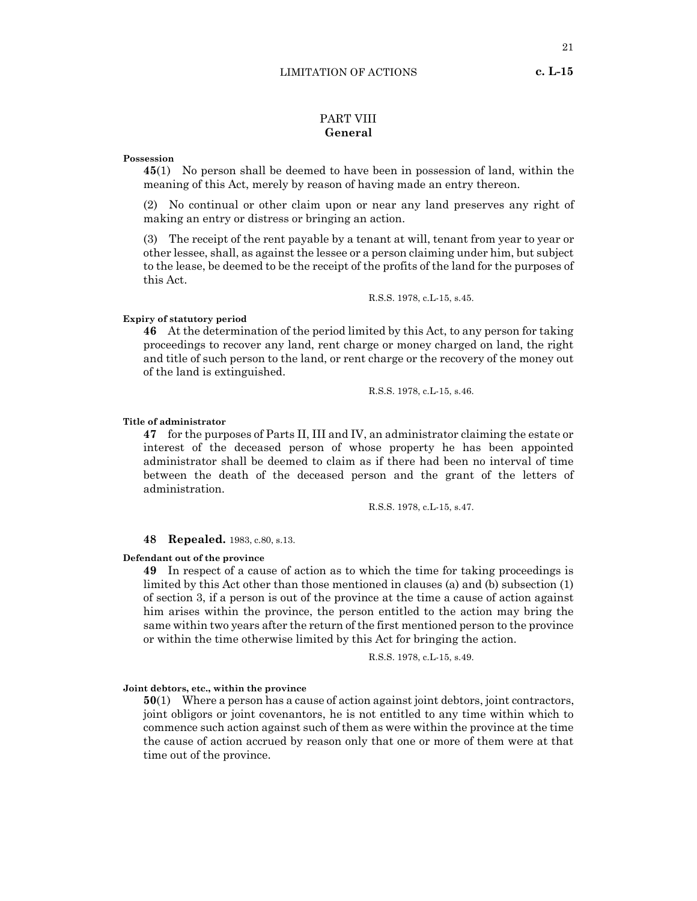## PART VIII
### General

**Possession**

**45**(1) No person shall be deemed to have been in possession of land, within the meaning of this Act, merely by reason of having made an entry thereon.

(2) No continual or other claim upon or near any land preserves any right of making an entry or distress or bringing an action.

(3) The receipt of the rent payable by a tenant at will, tenant from year to year or other lessee, shall, as against the lessee or a person claiming under him, but subject to the lease, be deemed to be the receipt of the profits of the land for the purposes of this Act.

R.S.S. 1978, c.L-15, s.45.

**Expiry of statutory period**

**46** At the determination of the period limited by this Act, to any person for taking proceedings to recover any land, rent charge or money charged on land, the right and title of such person to the land, or rent charge or the recovery of the money out of the land is extinguished.

R.S.S. 1978, c.L-15, s.46.

**Title of administrator**

**47** for the purposes of Parts II, III and IV, an administrator claiming the estate or interest of the deceased person of whose property he has been appointed administrator shall be deemed to claim as if there had been no interval of time between the death of the deceased person and the grant of the letters of administration.

R.S.S. 1978, c.L-15, s.47.

**48 Repealed.** 1983, c.80, s.13.

**Defendant out of the province**

**49** In respect of a cause of action as to which the time for taking proceedings is limited by this Act other than those mentioned in clauses (a) and (b) subsection (1) of section 3, if a person is out of the province at the time a cause of action against him arises within the province, the person entitled to the action may bring the same within two years after the return of the first mentioned person to the province or within the time otherwise limited by this Act for bringing the action.

R.S.S. 1978, c.L-15, s.49.

**Joint debtors, etc., within the province**

**50**(1) Where a person has a cause of action against joint debtors, joint contractors, joint obligors or joint covenantors, he is not entitled to any time within which to commence such action against such of them as were within the province at the time the cause of action accrued by reason only that one or more of them were at that time out of the province.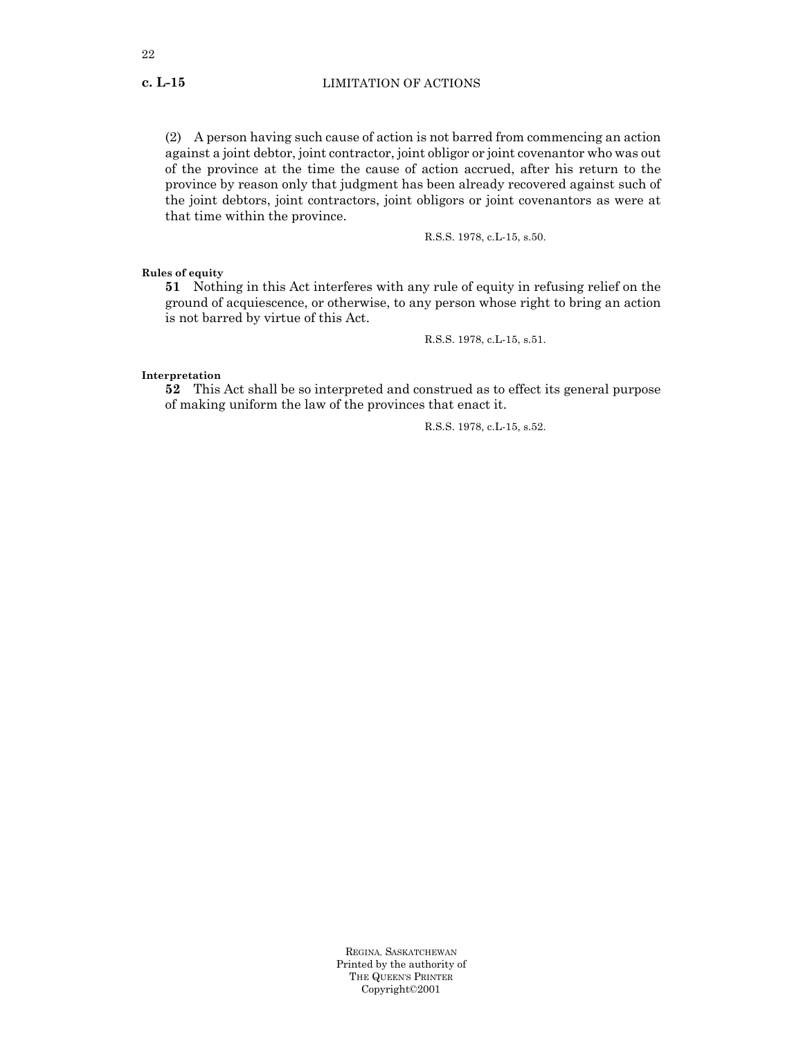(2) A person having such cause of action is not barred from commencing an action against a joint debtor, joint contractor, joint obligor or joint covenantor who was out of the province at the time the cause of action accrued, after his return to the province by reason only that judgment has been already recovered against such of the joint debtors, joint contractors, joint obligors or joint covenantors as were at that time within the province.

R.S.S. 1978, c.L-15, s.50.

**Rules of equity**

**51** Nothing in this Act interferes with any rule of equity in refusing relief on the ground of acquiescence, or otherwise, to any person whose right to bring an action is not barred by virtue of this Act.

R.S.S. 1978, c.L-15, s.51.

**Interpretation**

**52** This Act shall be so interpreted and construed as to effect its general purpose of making uniform the law of the provinces that enact it.

R.S.S. 1978, c.L-15, s.52.

REGINA, SASKATCHEWAN
Printed by the authority of
THE QUEEN'S PRINTER
Copyright©2001